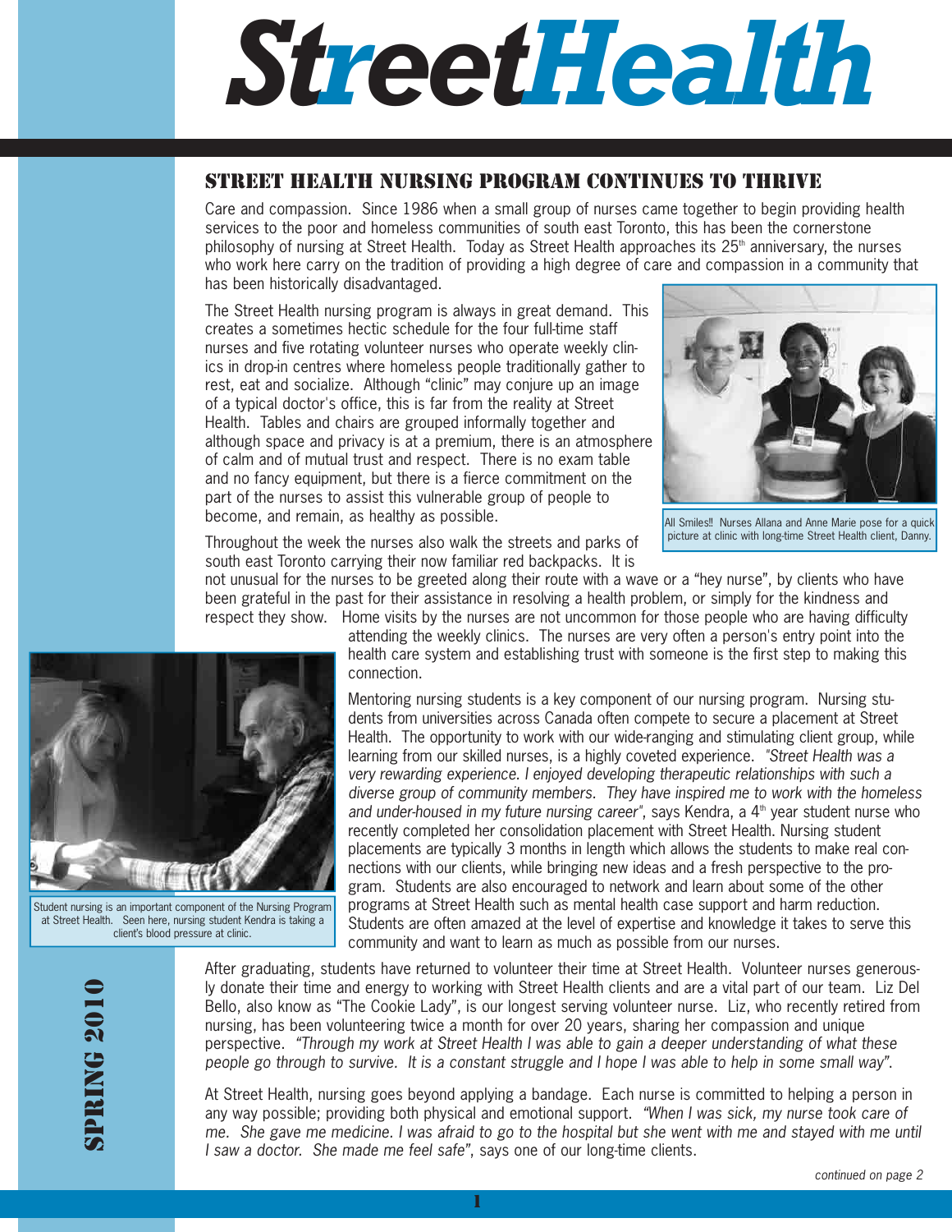# StreetHealth

## STREET HEALTH NURSING PROGRAM CONTINUES TO THRIVE

Care and compassion. Since 1986 when a small group of nurses came together to begin providing health services to the poor and homeless communities of south east Toronto, this has been the cornerstone philosophy of nursing at Street Health. Today as Street Health approaches its 25th anniversary, the nurses who work here carry on the tradition of providing a high degree of care and compassion in a community that has been historically disadvantaged.

The Street Health nursing program is always in great demand. This creates a sometimes hectic schedule for the four full-time staff nurses and five rotating volunteer nurses who operate weekly clinics in drop-in centres where homeless people traditionally gather to rest, eat and socialize. Although "clinic" may conjure up an image of a typical doctor's office, this is far from the reality at Street Health. Tables and chairs are grouped informally together and although space and privacy is at a premium, there is an atmosphere of calm and of mutual trust and respect. There is no exam table and no fancy equipment, but there is a fierce commitment on the part of the nurses to assist this vulnerable group of people to become, and remain, as healthy as possible.

All Smiles!! Nurses Allana and Anne Marie pose for a quick picture at clinic with long-time Street Health client, Danny.

Throughout the week the nurses also walk the streets and parks of south east Toronto carrying their now familiar red backpacks. It is not unusual for the nurses to be greeted along their route with a wave or a "hey nurse", by clients who have been grateful in the past for their assistance in resolving a health problem, or simply for the kindness and respect they show. Home visits by the nurses are not uncommon for those people who are having difficulty attending the weekly clinics. The nurses are very often a person's entry point into the health care system and establishing trust with someone is the first step to making this connection.

Student nursing is an important component of the Nursing Program at Street Health. Seen here, nursing student Kendra is taking a client's blood pressure at clinic.

Mentoring nursing students is a key component of our nursing program. Nursing students from universities across Canada often compete to secure a placement at Street Health. The opportunity to work with our wide-ranging and stimulating client group, while learning from our skilled nurses, is a highly coveted experience. *"Street Health was a very rewarding experience. I enjoyed developing therapeutic relationships with such a diverse group of community members. They have inspired me to work with the homeless and under-housed in my future nursing career"*, says Kendra, a 4th year student nurse who recently completed her consolidation placement with Street Health. Nursing student placements are typically 3 months in length which allows the students to make real connections with our clients, while bringing new ideas and a fresh perspective to the program. Students are also encouraged to network and learn about some of the other programs at Street Health such as mental health case support and harm reduction. Students are often amazed at the level of expertise and knowledge it takes to serve this community and want to learn as much as possible from our nurses.

After graduating, students have returned to volunteer their time at Street Health. Volunteer nurses generously donate their time and energy to working with Street Health clients and are a vital part of our team. Liz Del Bello, also know as "The Cookie Lady", is our longest serving volunteer nurse. Liz, who recently retired from nursing, has been volunteering twice a month for over 20 years, sharing her compassion and unique perspective. *"Through my work at Street Health I was able to gain a deeper understanding of what these people go through to survive. It is a constant struggle and I hope I was able to help in some small way"*.

At Street Health, nursing goes beyond applying a bandage. Each nurse is committed to helping a person in any way possible; providing both physical and emotional support. *"When I was sick, my nurse took care of me. She gave me medicine. I was afraid to go to the hospital but she went with me and stayed with me until I saw a doctor. She made me feel safe"*, says one of our long-time clients.

*continued on page 2*

SPRING 2010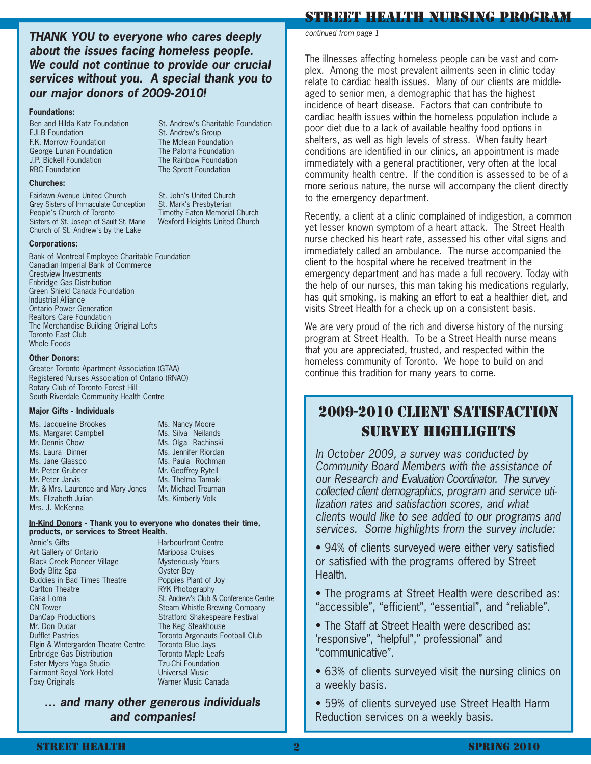**_THANK YOU to everyone who cares deeply about the issues facing homeless people. We could not continue to provide our crucial services without you. A special thank you to our major donors of 2009-2010!_**

**Foundations:**

Ben and Hilda Katz Foundation
EJLB Foundation
F.K. Morrow Foundation
George Lunan Foundation
J.P. Bickell Foundation
RBC Foundation
St. Andrew's Charitable Foundation
St. Andrew's Group
The Mclean Foundation
The Paloma Foundation
The Rainbow Foundation
The Sprott Foundation

**Churches:**

Fairlawn Avenue United Church
Grey Sisters of Immaculate Conception
People's Church of Toronto
Sisters of St. Joseph of Sault St. Marie
Church of St. Andrew's by the Lake
St. John's United Church
St. Mark's Presbyterian
Timothy Eaton Memorial Church
Wexford Heights United Church

**Corporations:**

Bank of Montreal Employee Charitable Foundation
Canadian Imperial Bank of Commerce
Crestview Investments
Enbridge Gas Distribution
Green Shield Canada Foundation
Industrial Alliance
Ontario Power Generation
Realtors Care Foundation
The Merchandise Building Original Lofts
Toronto East Club
Whole Foods

**Other Donors:**

Greater Toronto Apartment Association (GTAA)
Registered Nurses Association of Ontario (RNAO)
Rotary Club of Toronto Forest Hill
South Riverdale Community Health Centre

**Major Gifts - Individuals**

Ms. Jacqueline Brookes
Ms. Margaret Campbell
Mr. Dennis Chow
Ms. Laura Dinner
Ms. Jane Glassco
Mr. Peter Grubner
Mr. Peter Jarvis
Mr. & Mrs. Laurence and Mary Jones
Ms. Elizabeth Julian
Mrs. J. McKenna
Ms. Nancy Moore
Ms. Silva Neilands
Ms. Olga Rachinski
Ms. Jennifer Riordan
Ms. Paula Rochman
Mr. Geoffrey Rytell
Ms. Thelma Tamaki
Mr. Michael Treuman
Ms. Kimberly Volk

**In-Kind Donors - Thank you to everyone who donates their time, products, or services to Street Health.**

Annie's Gifts
Art Gallery of Ontario
Black Creek Pioneer Village
Body Blitz Spa
Buddies in Bad Times Theatre
Carlton Theatre
Casa Loma
CN Tower
DanCap Productions
Mr. Don Dudar
Dufflet Pastries
Elgin & Wintergarden Theatre Centre
Enbridge Gas Distribution
Ester Myers Yoga Studio
Fairmont Royal York Hotel
Foxy Originals
Harbourfront Centre
Mariposa Cruises
Mysteriously Yours
Oyster Boy
Poppies Plant of Joy
RYK Photography
St. Andrew's Club & Conference Centre
Steam Whistle Brewing Company
Stratford Shakespeare Festival
The Keg Steakhouse
Toronto Argonauts Football Club
Toronto Blue Jays
Toronto Maple Leafs
Tzu-Chi Foundation
Universal Music
Warner Music Canada

**_… and many other generous individuals and companies!_**

## STREET HEALTH NURSING PROGRAM

*continued from page 1*

The illnesses affecting homeless people can be vast and complex. Among the most prevalent ailments seen in clinic today relate to cardiac health issues. Many of our clients are middle-aged to senior men, a demographic that has the highest incidence of heart disease. Factors that can contribute to cardiac health issues within the homeless population include a poor diet due to a lack of available healthy food options in shelters, as well as high levels of stress. When faulty heart conditions are identified in our clinics, an appointment is made immediately with a general practitioner, very often at the local community health centre. If the condition is assessed to be of a more serious nature, the nurse will accompany the client directly to the emergency department.

Recently, a client at a clinic complained of indigestion, a common yet lesser known symptom of a heart attack. The Street Health nurse checked his heart rate, assessed his other vital signs and immediately called an ambulance. The nurse accompanied the client to the hospital where he received treatment in the emergency department and has made a full recovery. Today with the help of our nurses, this man taking his medications regularly, has quit smoking, is making an effort to eat a healthier diet, and visits Street Health for a check up on a consistent basis.

We are very proud of the rich and diverse history of the nursing program at Street Health. To be a Street Health nurse means that you are appreciated, trusted, and respected within the homeless community of Toronto. We hope to build on and continue this tradition for many years to come.

## 2009-2010 CLIENT SATISFACTION SURVEY HIGHLIGHTS

*In October 2009, a survey was conducted by Community Board Members with the assistance of our Research and Evaluation Coordinator. The survey collected client demographics, program and service utilization rates and satisfaction scores, and what clients would like to see added to our programs and services. Some highlights from the survey include:*

- 94% of clients surveyed were either very satisfied or satisfied with the programs offered by Street Health.
- The programs at Street Health were described as: “accessible”, “efficient”, “essential”, and “reliable”.
- The Staff at Street Health were described as: 'responsive”, “helpful”,” professional” and “communicative”.
- 63% of clients surveyed visit the nursing clinics on a weekly basis.
- 59% of clients surveyed use Street Health Harm Reduction services on a weekly basis.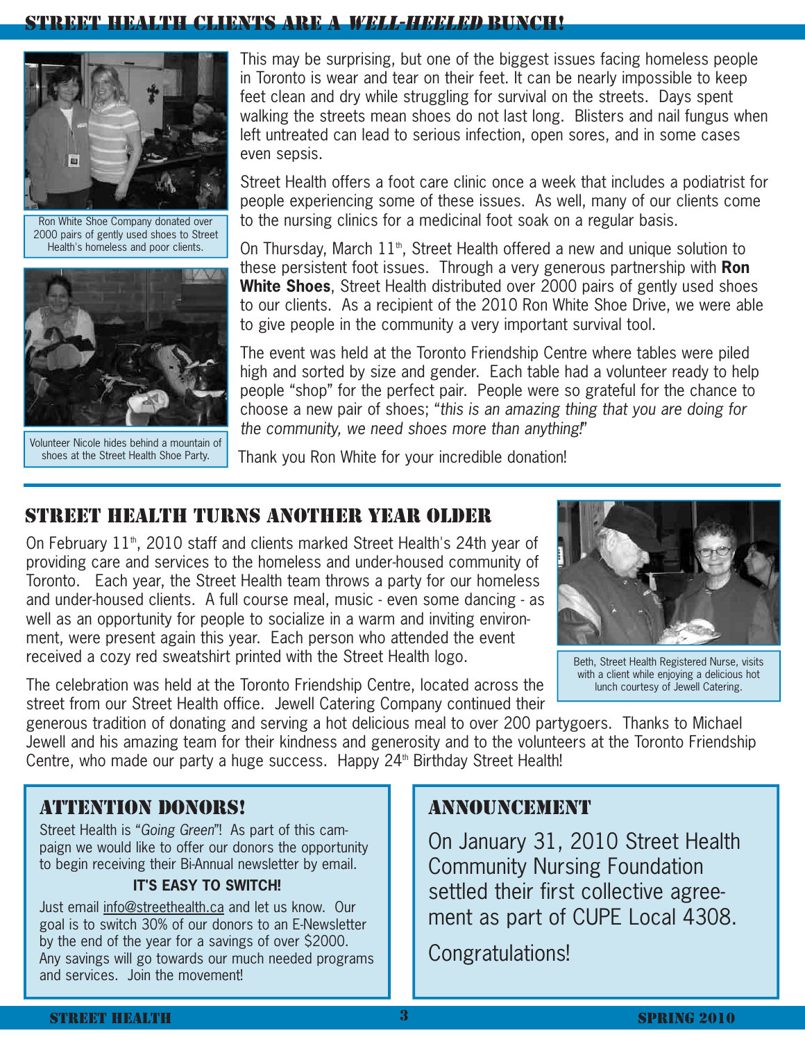## STREET HEALTH CLIENTS ARE A *WELL-HEELED* BUNCH!

Ron White Shoe Company donated over 2000 pairs of gently used shoes to Street Health's homeless and poor clients.

Volunteer Nicole hides behind a mountain of shoes at the Street Health Shoe Party.

This may be surprising, but one of the biggest issues facing homeless people in Toronto is wear and tear on their feet. It can be nearly impossible to keep feet clean and dry while struggling for survival on the streets. Days spent walking the streets mean shoes do not last long. Blisters and nail fungus when left untreated can lead to serious infection, open sores, and in some cases even sepsis.

Street Health offers a foot care clinic once a week that includes a podiatrist for people experiencing some of these issues. As well, many of our clients come to the nursing clinics for a medicinal foot soak on a regular basis.

On Thursday, March 11th, Street Health offered a new and unique solution to these persistent foot issues. Through a very generous partnership with **Ron White Shoes**, Street Health distributed over 2000 pairs of gently used shoes to our clients. As a recipient of the 2010 Ron White Shoe Drive, we were able to give people in the community a very important survival tool.

The event was held at the Toronto Friendship Centre where tables were piled high and sorted by size and gender. Each table had a volunteer ready to help people "shop" for the perfect pair. People were so grateful for the chance to choose a new pair of shoes; "*this is an amazing thing that you are doing for the community, we need shoes more than anything!*"

Thank you Ron White for your incredible donation!

## STREET HEALTH TURNS ANOTHER YEAR OLDER

On February 11th, 2010 staff and clients marked Street Health's 24th year of providing care and services to the homeless and under-housed community of Toronto. Each year, the Street Health team throws a party for our homeless and under-housed clients. A full course meal, music - even some dancing - as well as an opportunity for people to socialize in a warm and inviting environment, were present again this year. Each person who attended the event received a cozy red sweatshirt printed with the Street Health logo.

Beth, Street Health Registered Nurse, visits with a client while enjoying a delicious hot lunch courtesy of Jewell Catering.

The celebration was held at the Toronto Friendship Centre, located across the street from our Street Health office. Jewell Catering Company continued their generous tradition of donating and serving a hot delicious meal to over 200 partygoers. Thanks to Michael Jewell and his amazing team for their kindness and generosity and to the volunteers at the Toronto Friendship Centre, who made our party a huge success. Happy 24th Birthday Street Health!

## ATTENTION DONORS!

Street Health is "*Going Green*"! As part of this campaign we would like to offer our donors the opportunity to begin receiving their Bi-Annual newsletter by email.

**IT'S EASY TO SWITCH!**

Just email info@streethealth.ca and let us know. Our goal is to switch 30% of our donors to an E-Newsletter by the end of the year for a savings of over $2000. Any savings will go towards our much needed programs and services. Join the movement!

## ANNOUNCEMENT

On January 31, 2010 Street Health Community Nursing Foundation settled their first collective agreement as part of CUPE Local 4308.

Congratulations!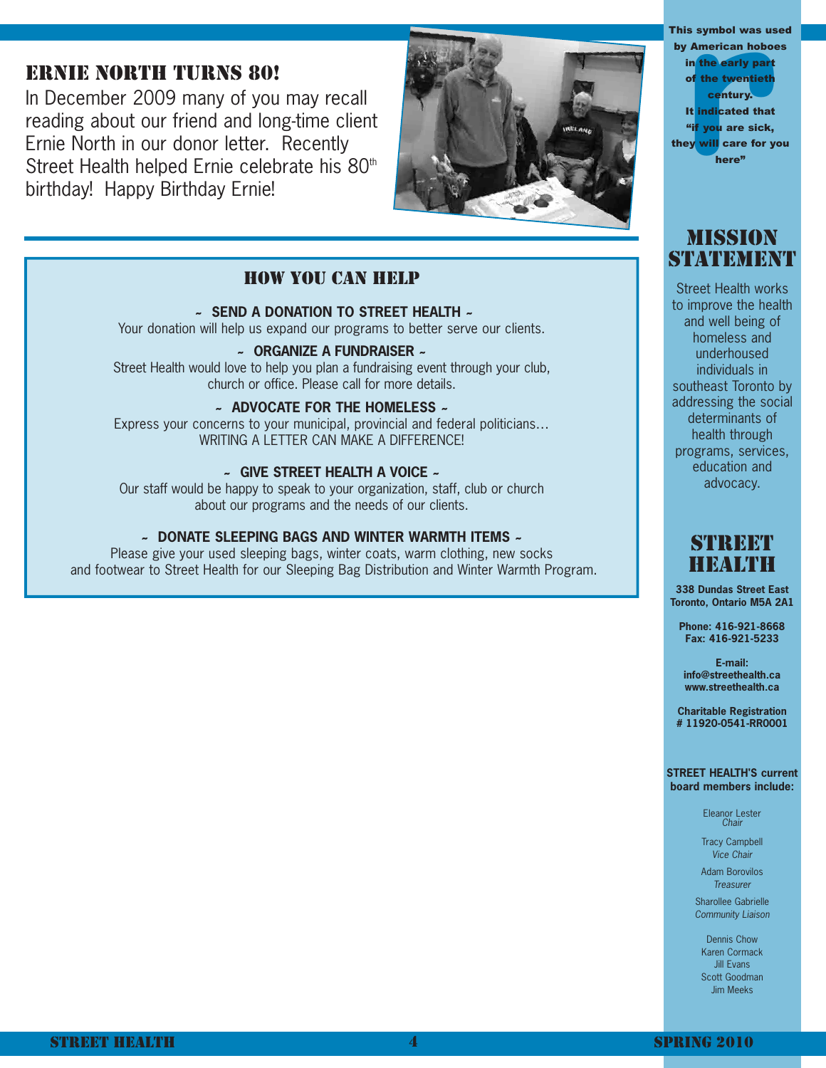## ERNIE NORTH TURNS 80!

In December 2009 many of you may recall reading about our friend and long-time client Ernie North in our donor letter. Recently Street Health helped Ernie celebrate his 80th birthday! Happy Birthday Ernie!

## HOW YOU CAN HELP

**~ SEND A DONATION TO STREET HEALTH ~**
Your donation will help us expand our programs to better serve our clients.

**~ ORGANIZE A FUNDRAISER ~**
Street Health would love to help you plan a fundraising event through your club, church or office. Please call for more details.

**~ ADVOCATE FOR THE HOMELESS ~**
Express your concerns to your municipal, provincial and federal politicians… WRITING A LETTER CAN MAKE A DIFFERENCE!

**~ GIVE STREET HEALTH A VOICE ~**
Our staff would be happy to speak to your organization, staff, club or church about our programs and the needs of our clients.

**~ DONATE SLEEPING BAGS AND WINTER WARMTH ITEMS ~**
Please give your used sleeping bags, winter coats, warm clothing, new socks and footwear to Street Health for our Sleeping Bag Distribution and Winter Warmth Program.

**This symbol was used by American hoboes in the early part of the twentieth century. It indicated that "if you are sick, they will care for you here"**

## MISSION STATEMENT

Street Health works to improve the health and well being of homeless and underhoused individuals in southeast Toronto by addressing the social determinants of health through programs, services, education and advocacy.

## STREET HEALTH

**338 Dundas Street East**
**Toronto, Ontario M5A 2A1**

**Phone: 416-921-8668**
**Fax: 416-921-5233**

**E-mail:**
**info@streethealth.ca**
**www.streethealth.ca**

**Charitable Registration**
**# 11920-0541-RR0001**

**STREET HEALTH'S current board members include:**

Eleanor Lester
*Chair*

Tracy Campbell
*Vice Chair*

Adam Borovilos
*Treasurer*

Sharollee Gabrielle
*Community Liaison*

Dennis Chow
Karen Cormack
Jill Evans
Scott Goodman
Jim Meeks